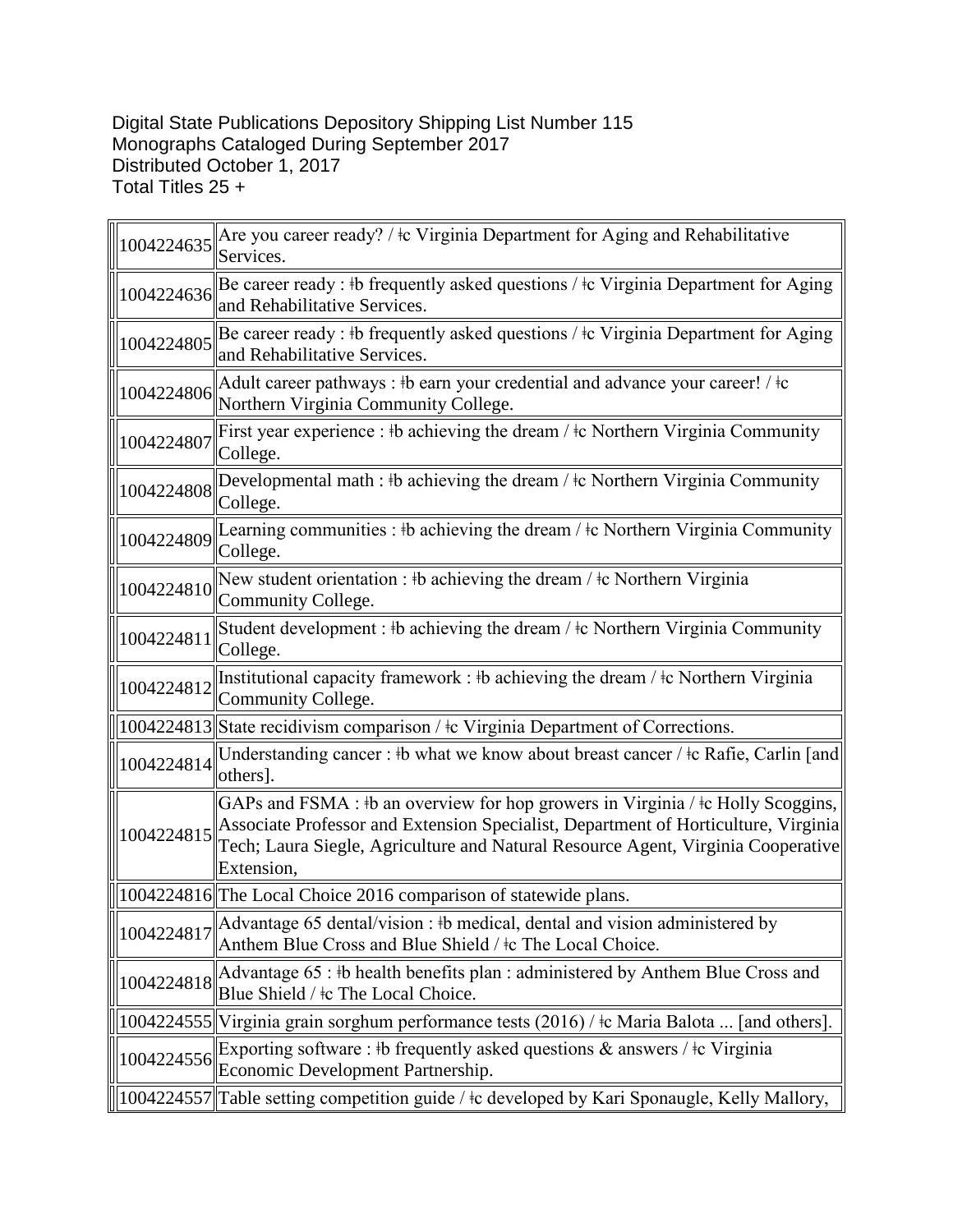Digital State Publications Depository Shipping List Number 115
Monographs Cataloged During September 2017
Distributed October 1, 2017
Total Titles 25 +

| | |
|---|---|
| 1004224635 | Are you career ready? / ǂc Virginia Department for Aging and Rehabilitative Services. |
| 1004224636 | Be career ready : ǂb frequently asked questions / ǂc Virginia Department for Aging and Rehabilitative Services. |
| 1004224805 | Be career ready : ǂb frequently asked questions / ǂc Virginia Department for Aging and Rehabilitative Services. |
| 1004224806 | Adult career pathways : ǂb earn your credential and advance your career! / ǂc Northern Virginia Community College. |
| 1004224807 | First year experience : ǂb achieving the dream / ǂc Northern Virginia Community College. |
| 1004224808 | Developmental math : ǂb achieving the dream / ǂc Northern Virginia Community College. |
| 1004224809 | Learning communities : ǂb achieving the dream / ǂc Northern Virginia Community College. |
| 1004224810 | New student orientation : ǂb achieving the dream / ǂc Northern Virginia Community College. |
| 1004224811 | Student development : ǂb achieving the dream / ǂc Northern Virginia Community College. |
| 1004224812 | Institutional capacity framework : ǂb achieving the dream / ǂc Northern Virginia Community College. |
| 1004224813 | State recidivism comparison / ǂc Virginia Department of Corrections. |
| 1004224814 | Understanding cancer : ǂb what we know about breast cancer / ǂc Rafie, Carlin [and others]. |
| 1004224815 | GAPs and FSMA : ǂb an overview for hop growers in Virginia / ǂc Holly Scoggins, Associate Professor and Extension Specialist, Department of Horticulture, Virginia Tech; Laura Siegle, Agriculture and Natural Resource Agent, Virginia Cooperative Extension, |
| 1004224816 | The Local Choice 2016 comparison of statewide plans. |
| 1004224817 | Advantage 65 dental/vision : ǂb medical, dental and vision administered by Anthem Blue Cross and Blue Shield / ǂc The Local Choice. |
| 1004224818 | Advantage 65 : ǂb health benefits plan : administered by Anthem Blue Cross and Blue Shield / ǂc The Local Choice. |
| 1004224555 | Virginia grain sorghum performance tests (2016) / ǂc Maria Balota ... [and others]. |
| 1004224556 | Exporting software : ǂb frequently asked questions & answers / ǂc Virginia Economic Development Partnership. |
| 1004224557 | Table setting competition guide / ǂc developed by Kari Sponaugle, Kelly Mallory, |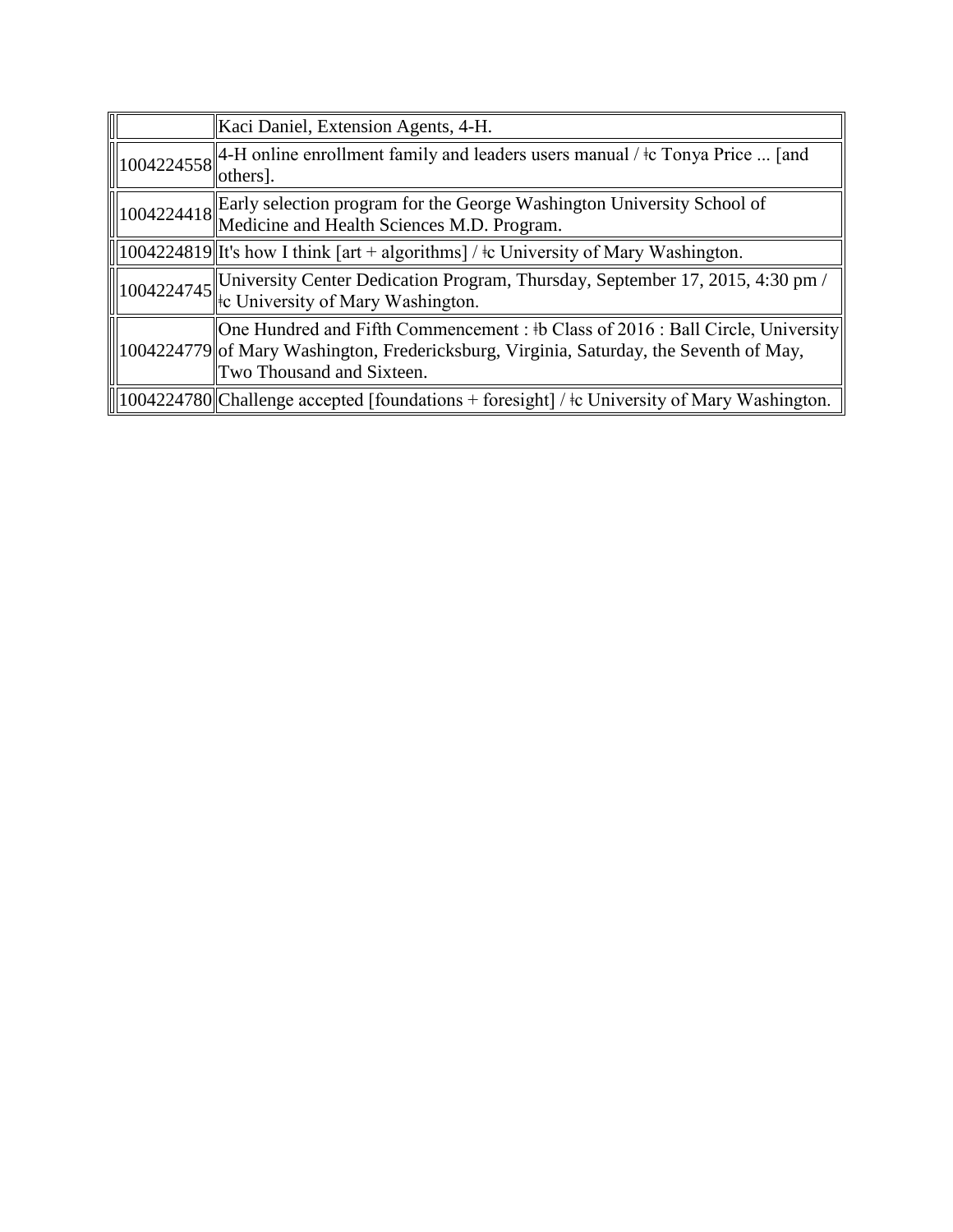| | | |
|---|---|---|
| | | Kaci Daniel, Extension Agents, 4-H. |
| | 1004224558 | 4-H online enrollment family and leaders users manual / ǂc Tonya Price ... [and others]. |
| | 1004224418 | Early selection program for the George Washington University School of Medicine and Health Sciences M.D. Program. |
| | 1004224819 | It's how I think [art + algorithms] / ǂc University of Mary Washington. |
| | 1004224745 | University Center Dedication Program, Thursday, September 17, 2015, 4:30 pm / ǂc University of Mary Washington. |
| | 1004224779 | One Hundred and Fifth Commencement : ǂb Class of 2016 : Ball Circle, University of Mary Washington, Fredericksburg, Virginia, Saturday, the Seventh of May, Two Thousand and Sixteen. |
| | 1004224780 | Challenge accepted [foundations + foresight] / ǂc University of Mary Washington. |